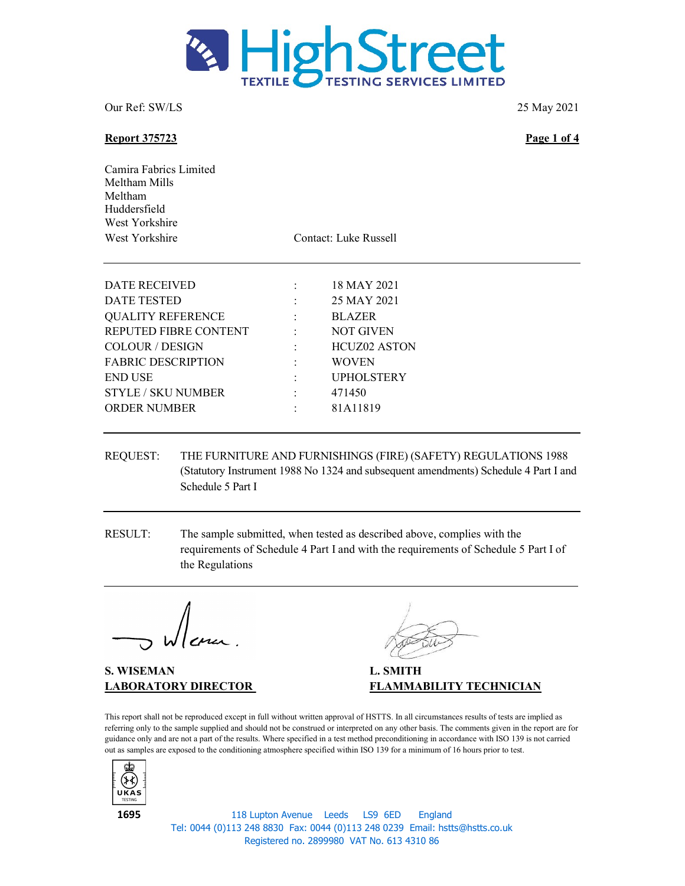# HighStreet

TEXTILE TESTING SERVICES LIMITED

Our Ref: SW/LS 25 May 2021

**Report 375723** **Page 1 of 4**

Camira Fabrics Limited
Meltham Mills
Meltham
Huddersfield
West Yorkshire
West Yorkshire

Contact: Luke Russell

| | | |
|---|---|---|
| DATE RECEIVED | : | 18 MAY 2021 |
| DATE TESTED | : | 25 MAY 2021 |
| QUALITY REFERENCE | : | BLAZER |
| REPUTED FIBRE CONTENT | : | NOT GIVEN |
| COLOUR / DESIGN | : | HCUZ02 ASTON |
| FABRIC DESCRIPTION | : | WOVEN |
| END USE | : | UPHOLSTERY |
| STYLE / SKU NUMBER | : | 471450 |
| ORDER NUMBER | : | 81A11819 |

REQUEST: THE FURNITURE AND FURNISHINGS (FIRE) (SAFETY) REGULATIONS 1988 (Statutory Instrument 1988 No 1324 and subsequent amendments) Schedule 4 Part I and Schedule 5 Part I

RESULT: The sample submitted, when tested as described above, complies with the requirements of Schedule 4 Part I and with the requirements of Schedule 5 Part I of the Regulations

**S. WISEMAN**
**LABORATORY DIRECTOR**

**L. SMITH**
**FLAMMABILITY TECHNICIAN**

This report shall not be reproduced except in full without written approval of HSTTS. In all circumstances results of tests are implied as referring only to the sample supplied and should not be construed or interpreted on any other basis. The comments given in the report are for guidance only and are not a part of the results. Where specified in a test method preconditioning in accordance with ISO 139 is not carried out as samples are exposed to the conditioning atmosphere specified within ISO 139 for a minimum of 16 hours prior to test.

UKAS TESTING 1695

118 Lupton Avenue Leeds LS9 6ED England
Tel: 0044 (0)113 248 8830 Fax: 0044 (0)113 248 0239 Email: hstts@hstts.co.uk
Registered no. 2899980 VAT No. 613 4310 86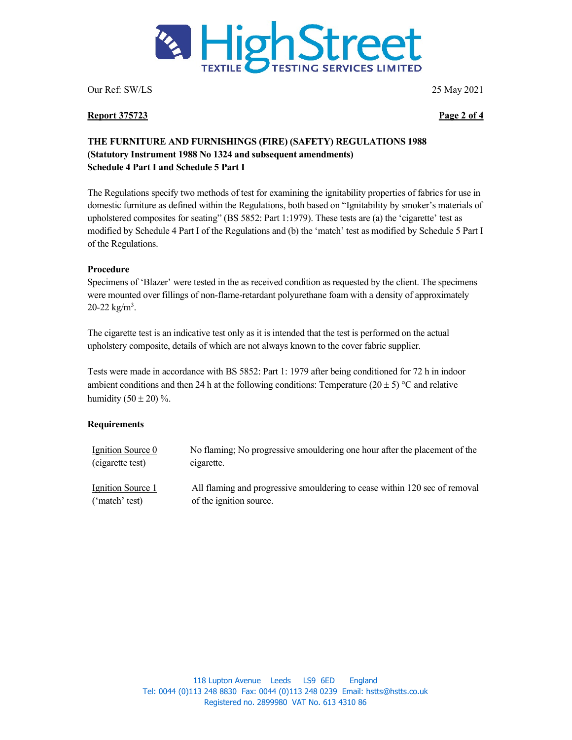Our Ref: SW/LS 25 May 2021

**Report 375723**

## THE FURNITURE AND FURNISHINGS (FIRE) (SAFETY) REGULATIONS 1988
**(Statutory Instrument 1988 No 1324 and subsequent amendments)**
**Schedule 4 Part I and Schedule 5 Part I**

The Regulations specify two methods of test for examining the ignitability properties of fabrics for use in domestic furniture as defined within the Regulations, both based on "Ignitability by smoker's materials of upholstered composites for seating" (BS 5852: Part 1:1979). These tests are (a) the 'cigarette' test as modified by Schedule 4 Part I of the Regulations and (b) the 'match' test as modified by Schedule 5 Part I of the Regulations.

### Procedure

Specimens of 'Blazer' were tested in the as received condition as requested by the client. The specimens were mounted over fillings of non-flame-retardant polyurethane foam with a density of approximately 20-22 kg/m$^3$.

The cigarette test is an indicative test only as it is intended that the test is performed on the actual upholstery composite, details of which are not always known to the cover fabric supplier.

Tests were made in accordance with BS 5852: Part 1: 1979 after being conditioned for 72 h in indoor ambient conditions and then 24 h at the following conditions: Temperature $(20 \pm 5)$ °C and relative humidity $(50 \pm 20)$ %.

### Requirements

| | |
|---|---|
| Ignition Source 0 (cigarette test) | No flaming; No progressive smouldering one hour after the placement of the cigarette. |
| Ignition Source 1 ('match' test) | All flaming and progressive smouldering to cease within 120 sec of removal of the ignition source. |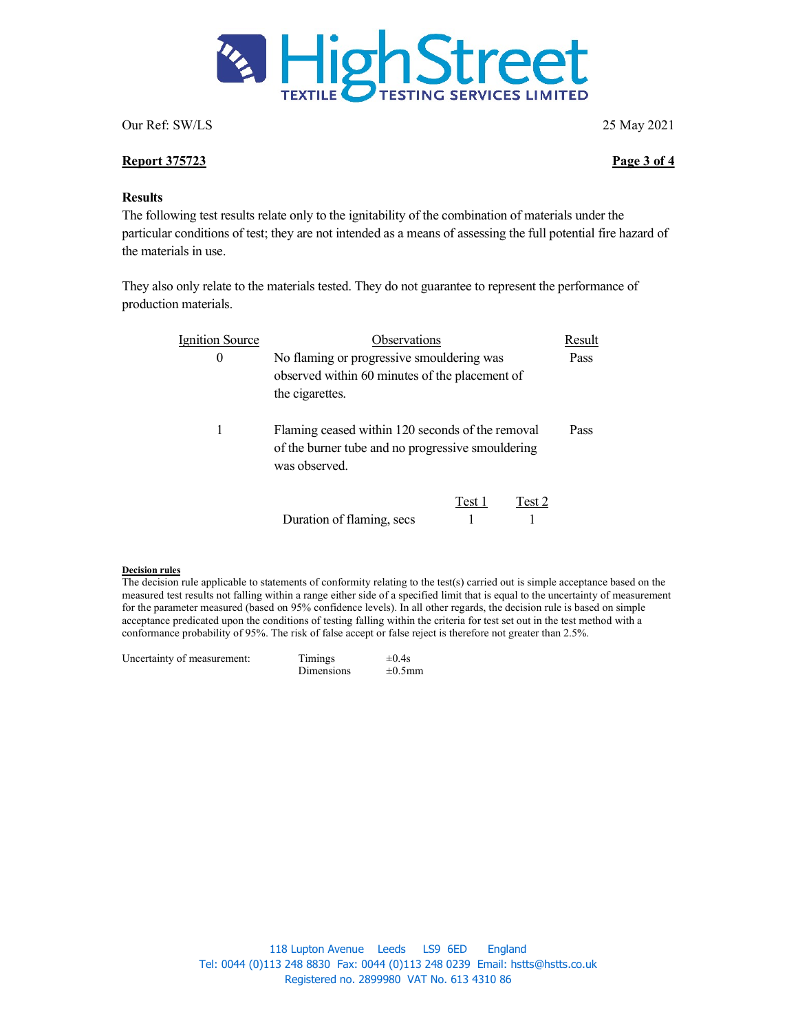Our Ref: SW/LS 25 May 2021

**Report 375723**

**Results**

The following test results relate only to the ignitability of the combination of materials under the particular conditions of test; they are not intended as a means of assessing the full potential fire hazard of the materials in use.

They also only relate to the materials tested. They do not guarantee to represent the performance of production materials.

| Ignition Source | Observations | Result |
|---|---|---|
| 0 | No flaming or progressive smouldering was observed within 60 minutes of the placement of the cigarettes. | Pass |
| 1 | Flaming ceased within 120 seconds of the removal of the burner tube and no progressive smouldering was observed. | Pass |

| | Test 1 | Test 2 |
|---|---|---|
| Duration of flaming, secs | 1 | 1 |

**Decision rules**

The decision rule applicable to statements of conformity relating to the test(s) carried out is simple acceptance based on the measured test results not falling within a range either side of a specified limit that is equal to the uncertainty of measurement for the parameter measured (based on 95% confidence levels). In all other regards, the decision rule is based on simple acceptance predicated upon the conditions of testing falling within the criteria for test set out in the test method with a conformance probability of 95%. The risk of false accept or false reject is therefore not greater than 2.5%.

| Uncertainty of measurement: | | |
|---|---|---|
| | Timings | ±0.4s |
| | Dimensions | ±0.5mm |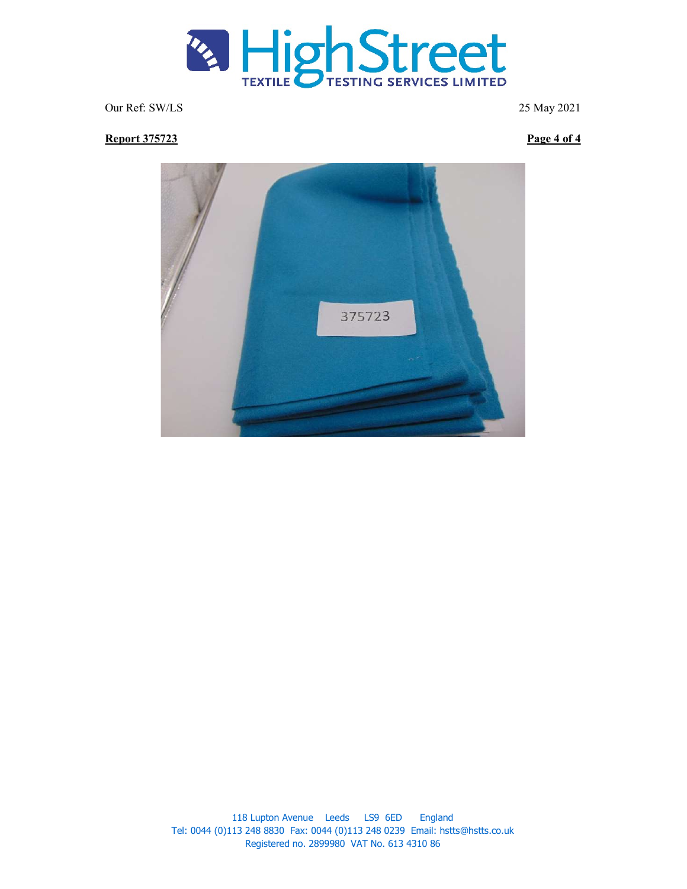Our Ref: SW/LS

25 May 2021

**Report 375723**

118 Lupton Avenue Leeds LS9 6ED England
Tel: 0044 (0)113 248 8830 Fax: 0044 (0)113 248 0239 Email: hstts@hstts.co.uk
Registered no. 2899980 VAT No. 613 4310 86